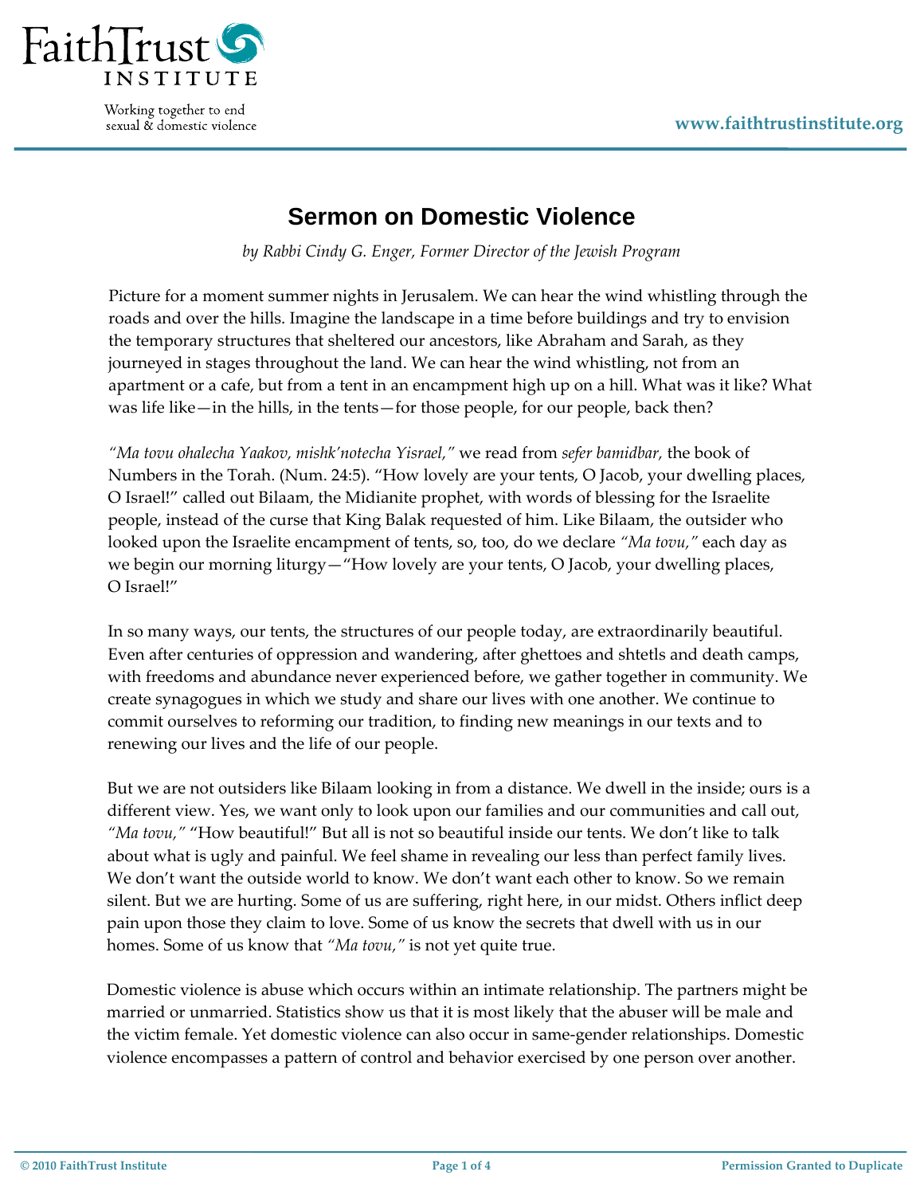# Sermon on Domestic Violence

*by Rabbi Cindy G. Enger, Former Director of the Jewish Program*

Picture for a moment summer nights in Jerusalem. We can hear the wind whistling through the roads and over the hills. Imagine the landscape in a time before buildings and try to envision the temporary structures that sheltered our ancestors, like Abraham and Sarah, as they journeyed in stages throughout the land. We can hear the wind whistling, not from an apartment or a cafe, but from a tent in an encampment high up on a hill. What was it like? What was life like—in the hills, in the tents—for those people, for our people, back then?

*"Ma tovu ohalecha Yaakov, mishk'notecha Yisrael,"* we read from *sefer bamidbar,* the book of Numbers in the Torah. (Num. 24:5). "How lovely are your tents, O Jacob, your dwelling places, O Israel!" called out Bilaam, the Midianite prophet, with words of blessing for the Israelite people, instead of the curse that King Balak requested of him. Like Bilaam, the outsider who looked upon the Israelite encampment of tents, so, too, do we declare *"Ma tovu,"* each day as we begin our morning liturgy—"How lovely are your tents, O Jacob, your dwelling places, O Israel!"

In so many ways, our tents, the structures of our people today, are extraordinarily beautiful. Even after centuries of oppression and wandering, after ghettoes and shtetls and death camps, with freedoms and abundance never experienced before, we gather together in community. We create synagogues in which we study and share our lives with one another. We continue to commit ourselves to reforming our tradition, to finding new meanings in our texts and to renewing our lives and the life of our people.

But we are not outsiders like Bilaam looking in from a distance. We dwell in the inside; ours is a different view. Yes, we want only to look upon our families and our communities and call out, *"Ma tovu,"* "How beautiful!" But all is not so beautiful inside our tents. We don't like to talk about what is ugly and painful. We feel shame in revealing our less than perfect family lives. We don't want the outside world to know. We don't want each other to know. So we remain silent. But we are hurting. Some of us are suffering, right here, in our midst. Others inflict deep pain upon those they claim to love. Some of us know the secrets that dwell with us in our homes. Some of us know that *"Ma tovu,"* is not yet quite true.

Domestic violence is abuse which occurs within an intimate relationship. The partners might be married or unmarried. Statistics show us that it is most likely that the abuser will be male and the victim female. Yet domestic violence can also occur in same-gender relationships. Domestic violence encompasses a pattern of control and behavior exercised by one person over another.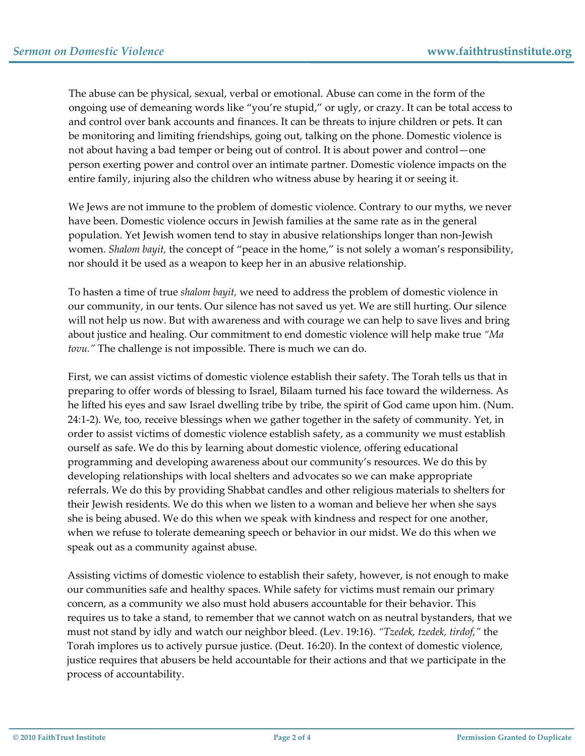The abuse can be physical, sexual, verbal or emotional. Abuse can come in the form of the ongoing use of demeaning words like "you're stupid," or ugly, or crazy. It can be total access to and control over bank accounts and finances. It can be threats to injure children or pets. It can be monitoring and limiting friendships, going out, talking on the phone. Domestic violence is not about having a bad temper or being out of control. It is about power and control—one person exerting power and control over an intimate partner. Domestic violence impacts on the entire family, injuring also the children who witness abuse by hearing it or seeing it.

We Jews are not immune to the problem of domestic violence. Contrary to our myths, we never have been. Domestic violence occurs in Jewish families at the same rate as in the general population. Yet Jewish women tend to stay in abusive relationships longer than non-Jewish women. *Shalom bayit,* the concept of "peace in the home," is not solely a woman's responsibility, nor should it be used as a weapon to keep her in an abusive relationship.

To hasten a time of true *shalom bayit,* we need to address the problem of domestic violence in our community, in our tents. Our silence has not saved us yet. We are still hurting. Our silence will not help us now. But with awareness and with courage we can help to save lives and bring about justice and healing. Our commitment to end domestic violence will help make true *"Ma tovu."* The challenge is not impossible. There is much we can do.

First, we can assist victims of domestic violence establish their safety. The Torah tells us that in preparing to offer words of blessing to Israel, Bilaam turned his face toward the wilderness. As he lifted his eyes and saw Israel dwelling tribe by tribe, the spirit of God came upon him. (Num. 24:1-2). We, too, receive blessings when we gather together in the safety of community. Yet, in order to assist victims of domestic violence establish safety, as a community we must establish ourself as safe. We do this by learning about domestic violence, offering educational programming and developing awareness about our community's resources. We do this by developing relationships with local shelters and advocates so we can make appropriate referrals. We do this by providing Shabbat candles and other religious materials to shelters for their Jewish residents. We do this when we listen to a woman and believe her when she says she is being abused. We do this when we speak with kindness and respect for one another, when we refuse to tolerate demeaning speech or behavior in our midst. We do this when we speak out as a community against abuse.

Assisting victims of domestic violence to establish their safety, however, is not enough to make our communities safe and healthy spaces. While safety for victims must remain our primary concern, as a community we also must hold abusers accountable for their behavior. This requires us to take a stand, to remember that we cannot watch on as neutral bystanders, that we must not stand by idly and watch our neighbor bleed. (Lev. 19:16). *"Tzedek, tzedek, tirdof,"* the Torah implores us to actively pursue justice. (Deut. 16:20). In the context of domestic violence, justice requires that abusers be held accountable for their actions and that we participate in the process of accountability.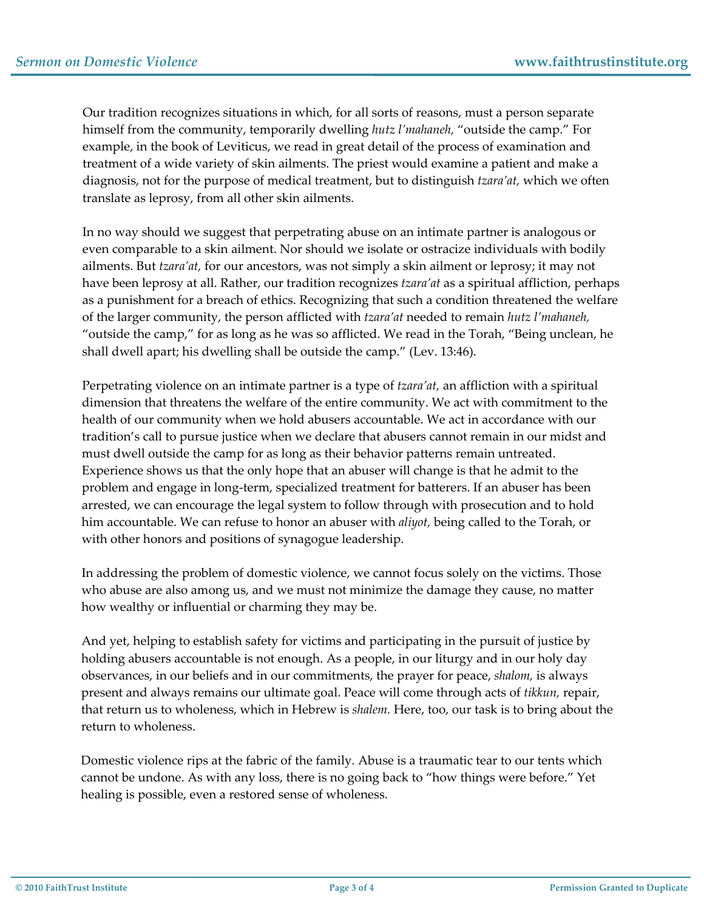Our tradition recognizes situations in which, for all sorts of reasons, must a person separate himself from the community, temporarily dwelling *hutz l'mahaneh,* "outside the camp." For example, in the book of Leviticus, we read in great detail of the process of examination and treatment of a wide variety of skin ailments. The priest would examine a patient and make a diagnosis, not for the purpose of medical treatment, but to distinguish *tzara'at,* which we often translate as leprosy, from all other skin ailments.

In no way should we suggest that perpetrating abuse on an intimate partner is analogous or even comparable to a skin ailment. Nor should we isolate or ostracize individuals with bodily ailments. But *tzara'at,* for our ancestors, was not simply a skin ailment or leprosy; it may not have been leprosy at all. Rather, our tradition recognizes *tzara'at* as a spiritual affliction, perhaps as a punishment for a breach of ethics. Recognizing that such a condition threatened the welfare of the larger community, the person afflicted with *tzara'at* needed to remain *hutz l'mahaneh,* "outside the camp," for as long as he was so afflicted. We read in the Torah, "Being unclean, he shall dwell apart; his dwelling shall be outside the camp." (Lev. 13:46).

Perpetrating violence on an intimate partner is a type of *tzara'at,* an affliction with a spiritual dimension that threatens the welfare of the entire community. We act with commitment to the health of our community when we hold abusers accountable. We act in accordance with our tradition's call to pursue justice when we declare that abusers cannot remain in our midst and must dwell outside the camp for as long as their behavior patterns remain untreated. Experience shows us that the only hope that an abuser will change is that he admit to the problem and engage in long-term, specialized treatment for batterers. If an abuser has been arrested, we can encourage the legal system to follow through with prosecution and to hold him accountable. We can refuse to honor an abuser with *aliyot,* being called to the Torah, or with other honors and positions of synagogue leadership.

In addressing the problem of domestic violence, we cannot focus solely on the victims. Those who abuse are also among us, and we must not minimize the damage they cause, no matter how wealthy or influential or charming they may be.

And yet, helping to establish safety for victims and participating in the pursuit of justice by holding abusers accountable is not enough. As a people, in our liturgy and in our holy day observances, in our beliefs and in our commitments, the prayer for peace, *shalom,* is always present and always remains our ultimate goal. Peace will come through acts of *tikkun,* repair, that return us to wholeness, which in Hebrew is *shalem.* Here, too, our task is to bring about the return to wholeness.

Domestic violence rips at the fabric of the family. Abuse is a traumatic tear to our tents which cannot be undone. As with any loss, there is no going back to "how things were before." Yet healing is possible, even a restored sense of wholeness.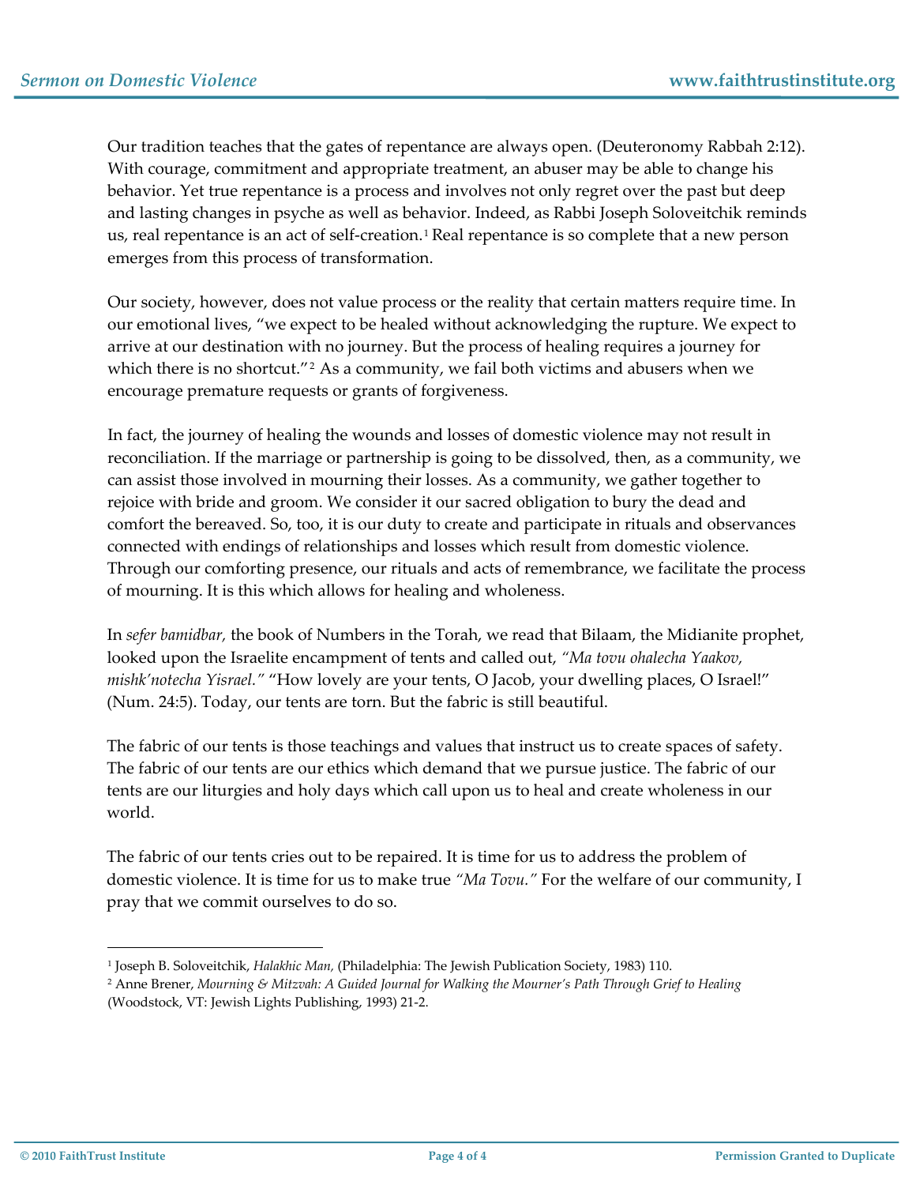Our tradition teaches that the gates of repentance are always open. (Deuteronomy Rabbah 2:12). With courage, commitment and appropriate treatment, an abuser may be able to change his behavior. Yet true repentance is a process and involves not only regret over the past but deep and lasting changes in psyche as well as behavior. Indeed, as Rabbi Joseph Soloveitchik reminds us, real repentance is an act of self-creation.[1] Real repentance is so complete that a new person emerges from this process of transformation.

Our society, however, does not value process or the reality that certain matters require time. In our emotional lives, "we expect to be healed without acknowledging the rupture. We expect to arrive at our destination with no journey. But the process of healing requires a journey for which there is no shortcut."[2] As a community, we fail both victims and abusers when we encourage premature requests or grants of forgiveness.

In fact, the journey of healing the wounds and losses of domestic violence may not result in reconciliation. If the marriage or partnership is going to be dissolved, then, as a community, we can assist those involved in mourning their losses. As a community, we gather together to rejoice with bride and groom. We consider it our sacred obligation to bury the dead and comfort the bereaved. So, too, it is our duty to create and participate in rituals and observances connected with endings of relationships and losses which result from domestic violence. Through our comforting presence, our rituals and acts of remembrance, we facilitate the process of mourning. It is this which allows for healing and wholeness.

In *sefer bamidbar,* the book of Numbers in the Torah, we read that Bilaam, the Midianite prophet, looked upon the Israelite encampment of tents and called out, *"Ma tovu ohalecha Yaakov, mishk'notecha Yisrael."* "How lovely are your tents, O Jacob, your dwelling places, O Israel!" (Num. 24:5). Today, our tents are torn. But the fabric is still beautiful.

The fabric of our tents is those teachings and values that instruct us to create spaces of safety. The fabric of our tents are our ethics which demand that we pursue justice. The fabric of our tents are our liturgies and holy days which call upon us to heal and create wholeness in our world.

The fabric of our tents cries out to be repaired. It is time for us to address the problem of domestic violence. It is time for us to make true *"Ma Tovu."* For the welfare of our community, I pray that we commit ourselves to do so.

---

[1] Joseph B. Soloveitchik, *Halakhic Man,* (Philadelphia: The Jewish Publication Society, 1983) 110.

[2] Anne Brener, *Mourning & Mitzvah: A Guided Journal for Walking the Mourner's Path Through Grief to Healing* (Woodstock, VT: Jewish Lights Publishing, 1993) 21-2.